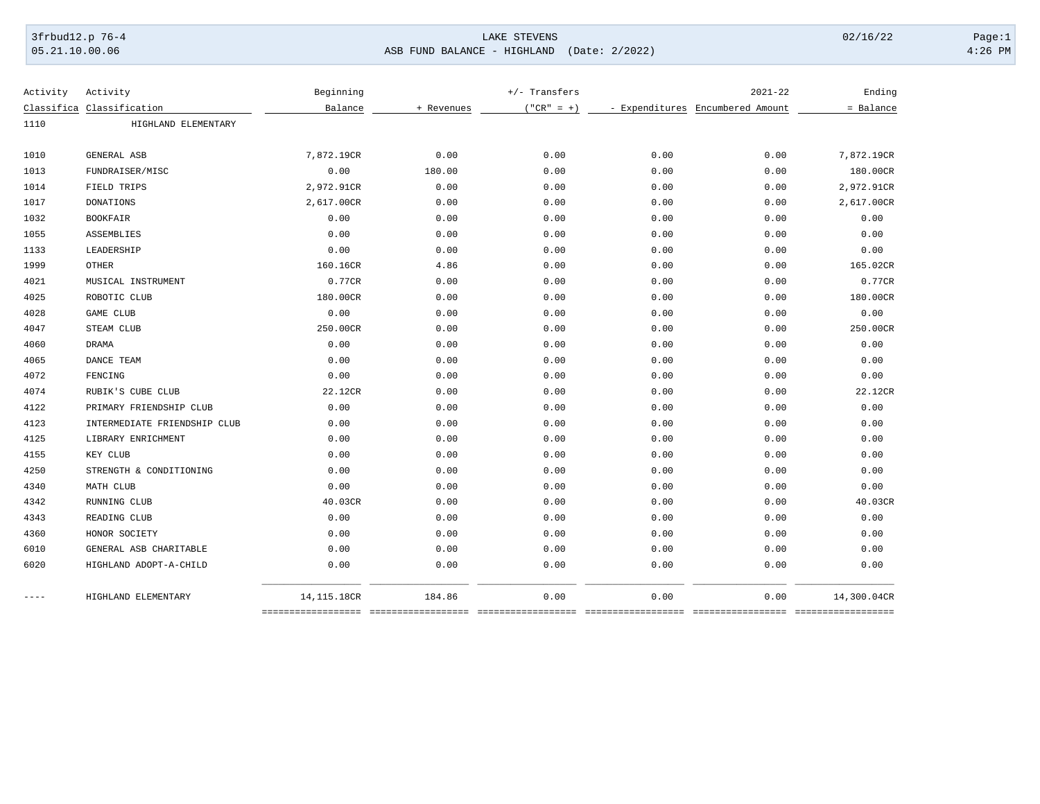3frbud12.p 76-4 LAKE STEVENS 02/16/22

05.21.10.00.06 ASB FUND BALANCE - HIGHLAND (Date: 2/2022) 4:26 PM

| Activity Classifica | Activity Classification | Beginning Balance | + Revenues | +/- Transfers ("CR" = +) | - Expenditures | 2021-22 Encumbered Amount | Ending = Balance |
|---|---|---|---|---|---|---|---|
| 1110 | HIGHLAND ELEMENTARY | | | | | | |
| 1010 | GENERAL ASB | 7,872.19CR | 0.00 | 0.00 | 0.00 | 0.00 | 7,872.19CR |
| 1013 | FUNDRAISER/MISC | 0.00 | 180.00 | 0.00 | 0.00 | 0.00 | 180.00CR |
| 1014 | FIELD TRIPS | 2,972.91CR | 0.00 | 0.00 | 0.00 | 0.00 | 2,972.91CR |
| 1017 | DONATIONS | 2,617.00CR | 0.00 | 0.00 | 0.00 | 0.00 | 2,617.00CR |
| 1032 | BOOKFAIR | 0.00 | 0.00 | 0.00 | 0.00 | 0.00 | 0.00 |
| 1055 | ASSEMBLIES | 0.00 | 0.00 | 0.00 | 0.00 | 0.00 | 0.00 |
| 1133 | LEADERSHIP | 0.00 | 0.00 | 0.00 | 0.00 | 0.00 | 0.00 |
| 1999 | OTHER | 160.16CR | 4.86 | 0.00 | 0.00 | 0.00 | 165.02CR |
| 4021 | MUSICAL INSTRUMENT | 0.77CR | 0.00 | 0.00 | 0.00 | 0.00 | 0.77CR |
| 4025 | ROBOTIC CLUB | 180.00CR | 0.00 | 0.00 | 0.00 | 0.00 | 180.00CR |
| 4028 | GAME CLUB | 0.00 | 0.00 | 0.00 | 0.00 | 0.00 | 0.00 |
| 4047 | STEAM CLUB | 250.00CR | 0.00 | 0.00 | 0.00 | 0.00 | 250.00CR |
| 4060 | DRAMA | 0.00 | 0.00 | 0.00 | 0.00 | 0.00 | 0.00 |
| 4065 | DANCE TEAM | 0.00 | 0.00 | 0.00 | 0.00 | 0.00 | 0.00 |
| 4072 | FENCING | 0.00 | 0.00 | 0.00 | 0.00 | 0.00 | 0.00 |
| 4074 | RUBIK'S CUBE CLUB | 22.12CR | 0.00 | 0.00 | 0.00 | 0.00 | 22.12CR |
| 4122 | PRIMARY FRIENDSHIP CLUB | 0.00 | 0.00 | 0.00 | 0.00 | 0.00 | 0.00 |
| 4123 | INTERMEDIATE FRIENDSHIP CLUB | 0.00 | 0.00 | 0.00 | 0.00 | 0.00 | 0.00 |
| 4125 | LIBRARY ENRICHMENT | 0.00 | 0.00 | 0.00 | 0.00 | 0.00 | 0.00 |
| 4155 | KEY CLUB | 0.00 | 0.00 | 0.00 | 0.00 | 0.00 | 0.00 |
| 4250 | STRENGTH & CONDITIONING | 0.00 | 0.00 | 0.00 | 0.00 | 0.00 | 0.00 |
| 4340 | MATH CLUB | 0.00 | 0.00 | 0.00 | 0.00 | 0.00 | 0.00 |
| 4342 | RUNNING CLUB | 40.03CR | 0.00 | 0.00 | 0.00 | 0.00 | 40.03CR |
| 4343 | READING CLUB | 0.00 | 0.00 | 0.00 | 0.00 | 0.00 | 0.00 |
| 4360 | HONOR SOCIETY | 0.00 | 0.00 | 0.00 | 0.00 | 0.00 | 0.00 |
| 6010 | GENERAL ASB CHARITABLE | 0.00 | 0.00 | 0.00 | 0.00 | 0.00 | 0.00 |
| 6020 | HIGHLAND ADOPT-A-CHILD | 0.00 | 0.00 | 0.00 | 0.00 | 0.00 | 0.00 |
| ---- | HIGHLAND ELEMENTARY | 14,115.18CR | 184.86 | 0.00 | 0.00 | 0.00 | 14,300.04CR |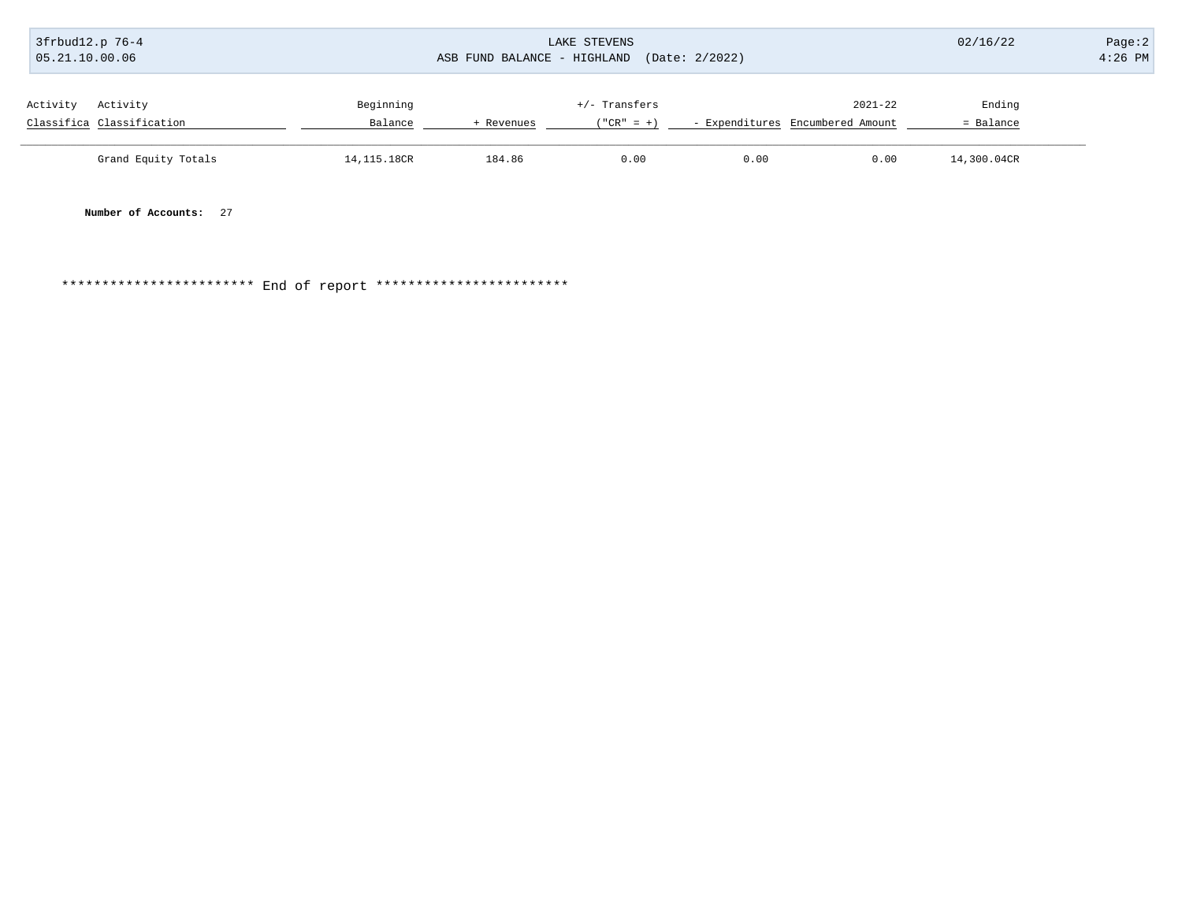| Activity Classifica | Activity Classification | Beginning Balance | + Revenues | +/- Transfers ("CR" = +) | - Expenditures | 2021-22 Encumbered Amount | Ending = Balance |
|---|---|---|---|---|---|---|---|
| | Grand Equity Totals | 14,115.18CR | 184.86 | 0.00 | 0.00 | 0.00 | 14,300.04CR |

**Number of Accounts:** 27

************************ End of report ************************